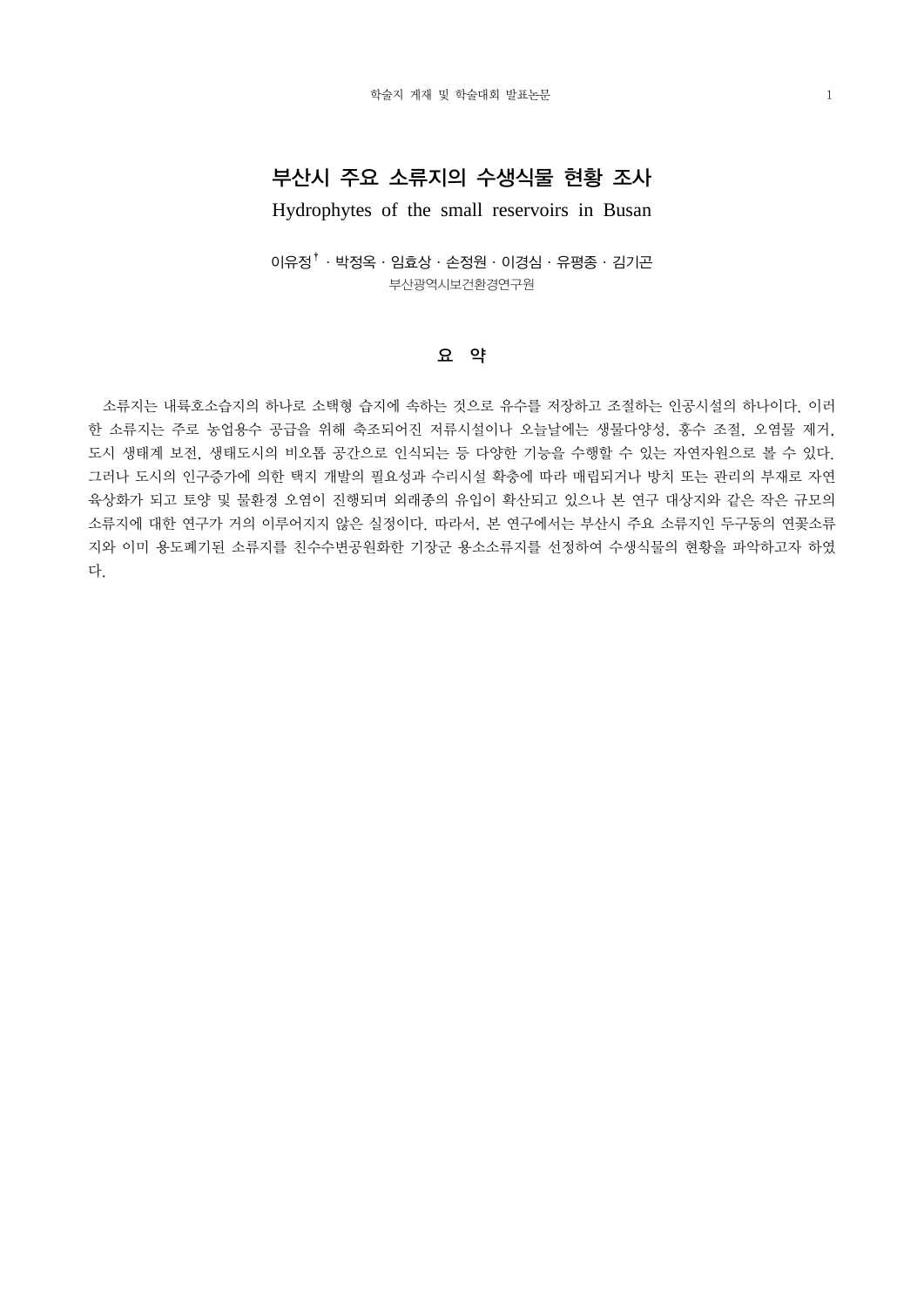# 부산시 주요 소류지의 수생식물 현황 조사

Hydrophytes of the small reservoirs in Busan

이유정[†] · 박정옥 · 임효상 · 손정원 · 이경심 · 유평종 · 김기곤

부산광역시보건환경연구원

## 요 약

소류지는 내륙호소습지의 하나로 소택형 습지에 속하는 것으로 유수를 저장하고 조절하는 인공시설의 하나이다. 이러한 소류지는 주로 농업용수 공급을 위해 축조되어진 저류시설이나 오늘날에는 생물다양성, 홍수 조절, 오염물 제거, 도시 생태계 보전, 생태도시의 비오톱 공간으로 인식되는 등 다양한 기능을 수행할 수 있는 자연자원으로 볼 수 있다. 그러나 도시의 인구증가에 의한 택지 개발의 필요성과 수리시설 확충에 따라 매립되거나 방치 또는 관리의 부재로 자연 육상화가 되고 토양 및 물환경 오염이 진행되며 외래종의 유입이 확산되고 있으나 본 연구 대상지와 같은 작은 규모의 소류지에 대한 연구가 거의 이루어지지 않은 실정이다. 따라서, 본 연구에서는 부산시 주요 소류지인 두구동의 연꽃소류지와 이미 용도폐기된 소류지를 친수수변공원화한 기장군 용소소류지를 선정하여 수생식물의 현황을 파악하고자 하였다.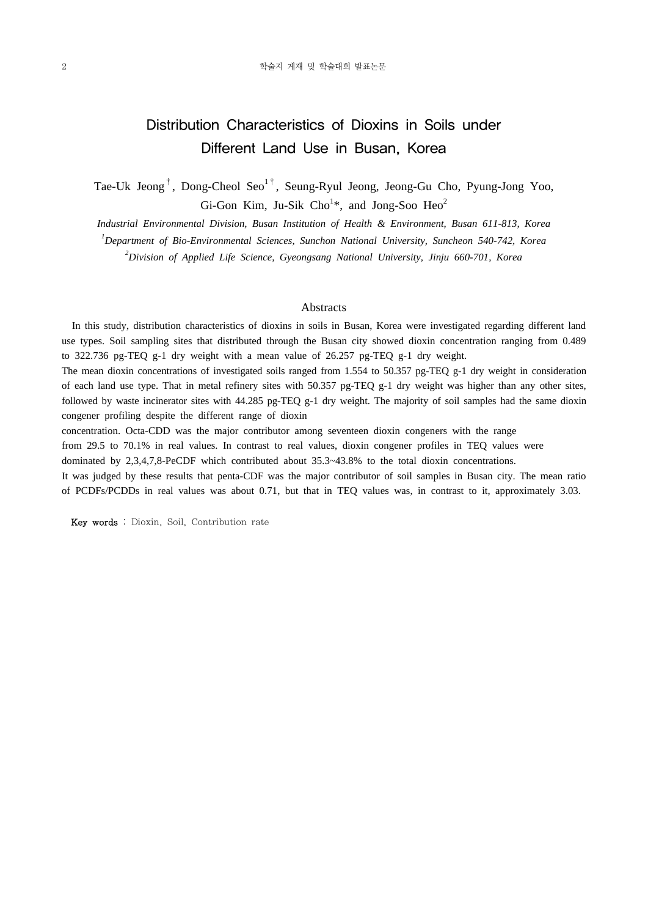# Distribution Characteristics of Dioxins in Soils under Different Land Use in Busan, Korea

Tae-Uk Jeong†, Dong-Cheol Seo[1]†, Seung-Ryul Jeong, Jeong-Gu Cho, Pyung-Jong Yoo, Gi-Gon Kim, Ju-Sik Cho[1]*, and Jong-Soo Heo[2]

*Industrial Environmental Division, Busan Institution of Health & Environment, Busan 611-813, Korea*

*[1]Department of Bio-Environmental Sciences, Sunchon National University, Suncheon 540-742, Korea*

*[2]Division of Applied Life Science, Gyeongsang National University, Jinju 660-701, Korea*

## Abstracts

In this study, distribution characteristics of dioxins in soils in Busan, Korea were investigated regarding different land use types. Soil sampling sites that distributed through the Busan city showed dioxin concentration ranging from 0.489 to 322.736 pg-TEQ g-1 dry weight with a mean value of 26.257 pg-TEQ g-1 dry weight.

The mean dioxin concentrations of investigated soils ranged from 1.554 to 50.357 pg-TEQ g-1 dry weight in consideration of each land use type. That in metal refinery sites with 50.357 pg-TEQ g-1 dry weight was higher than any other sites, followed by waste incinerator sites with 44.285 pg-TEQ g-1 dry weight. The majority of soil samples had the same dioxin congener profiling despite the different range of dioxin concentration. Octa-CDD was the major contributor among seventeen dioxin congeners with the range from 29.5 to 70.1% in real values. In contrast to real values, dioxin congener profiles in TEQ values were dominated by 2,3,4,7,8-PeCDF which contributed about 35.3~43.8% to the total dioxin concentrations.

It was judged by these results that penta-CDF was the major contributor of soil samples in Busan city. The mean ratio of PCDFs/PCDDs in real values was about 0.71, but that in TEQ values was, in contrast to it, approximately 3.03.

**Key words** : Dioxin, Soil, Contribution rate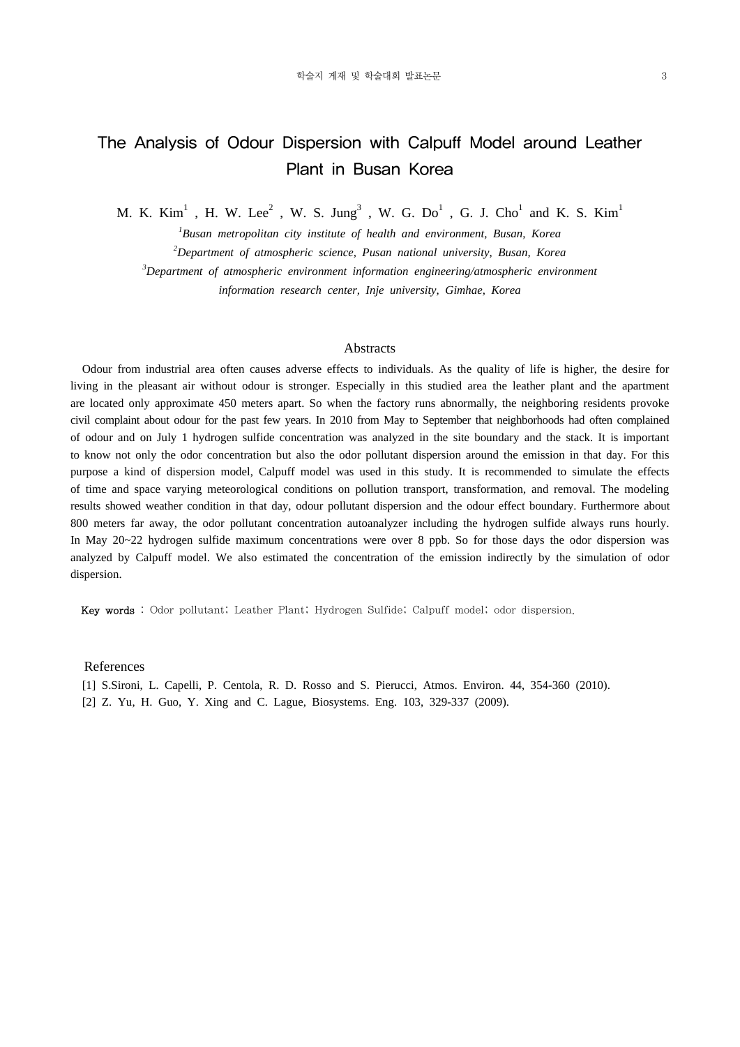# The Analysis of Odour Dispersion with Calpuff Model around Leather Plant in Busan Korea

M. K. Kim[1] , H. W. Lee[2] , W. S. Jung[3] , W. G. Do[1] , G. J. Cho[1] and K. S. Kim[1]

*[1]Busan metropolitan city institute of health and environment, Busan, Korea*

*[2]Department of atmospheric science, Pusan national university, Busan, Korea*

*[3]Department of atmospheric environment information engineering/atmospheric environment information research center, Inje university, Gimhae, Korea*

## Abstracts

Odour from industrial area often causes adverse effects to individuals. As the quality of life is higher, the desire for living in the pleasant air without odour is stronger. Especially in this studied area the leather plant and the apartment are located only approximate 450 meters apart. So when the factory runs abnormally, the neighboring residents provoke civil complaint about odour for the past few years. In 2010 from May to September that neighborhoods had often complained of odour and on July 1 hydrogen sulfide concentration was analyzed in the site boundary and the stack. It is important to know not only the odor concentration but also the odor pollutant dispersion around the emission in that day. For this purpose a kind of dispersion model, Calpuff model was used in this study. It is recommended to simulate the effects of time and space varying meteorological conditions on pollution transport, transformation, and removal. The modeling results showed weather condition in that day, odour pollutant dispersion and the odour effect boundary. Furthermore about 800 meters far away, the odor pollutant concentration autoanalyzer including the hydrogen sulfide always runs hourly. In May 20~22 hydrogen sulfide maximum concentrations were over 8 ppb. So for those days the odor dispersion was analyzed by Calpuff model. We also estimated the concentration of the emission indirectly by the simulation of odor dispersion.

**Key words** : Odor pollutant; Leather Plant; Hydrogen Sulfide; Calpuff model; odor dispersion.

## References

[1] S.Sironi, L. Capelli, P. Centola, R. D. Rosso and S. Pierucci, Atmos. Environ. 44, 354-360 (2010).

[2] Z. Yu, H. Guo, Y. Xing and C. Lague, Biosystems. Eng. 103, 329-337 (2009).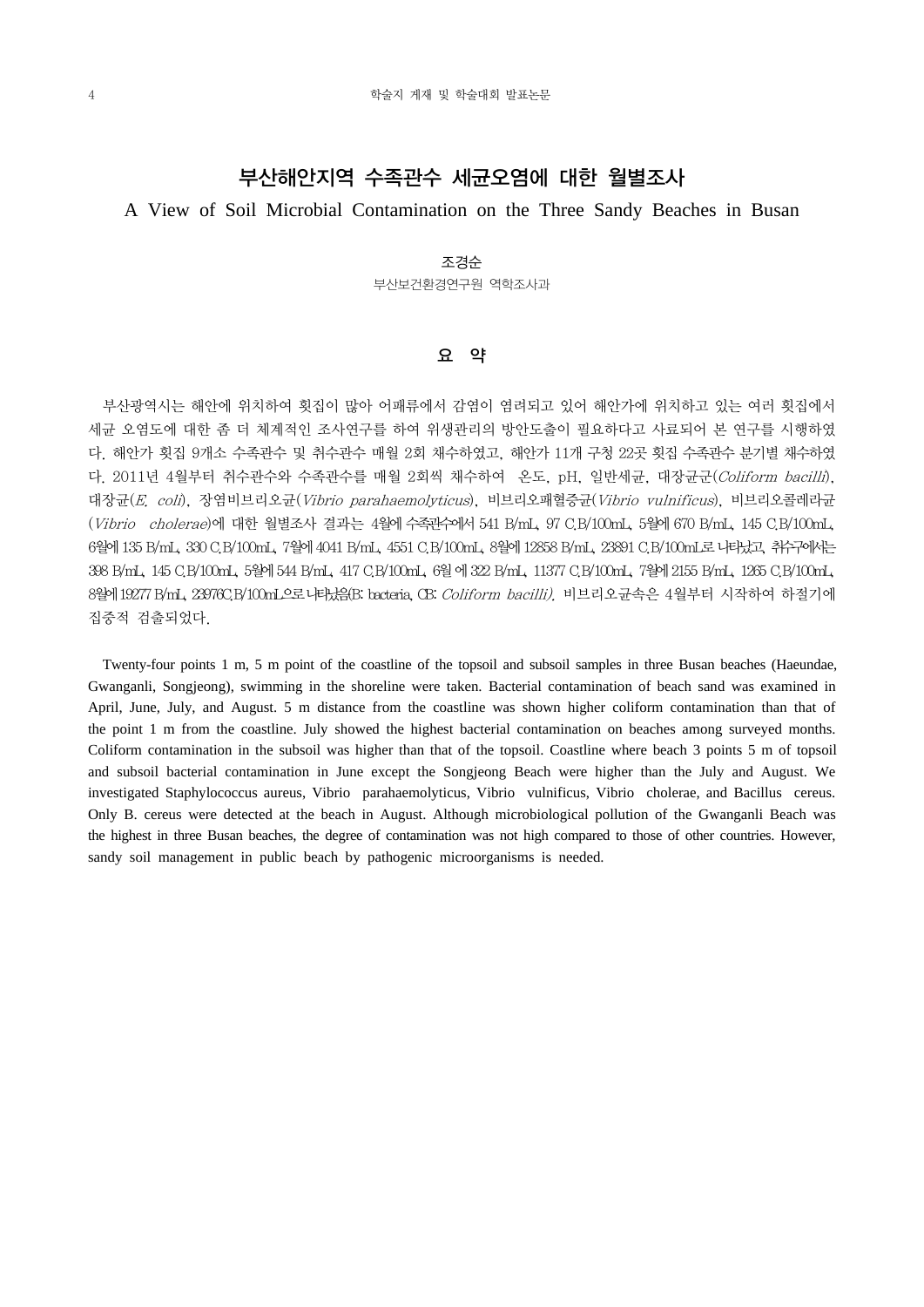# 부산해안지역 수족관수 세균오염에 대한 월별조사

## A View of Soil Microbial Contamination on the Three Sandy Beaches in Busan

조경순

부산보건환경연구원 역학조사과

### 요 약

부산광역시는 해안에 위치하여 횟집이 많아 어패류에서 감염이 염려되고 있어 해안가에 위치하고 있는 여러 횟집에서 세균 오염도에 대한 좀 더 체계적인 조사연구를 하여 위생관리의 방안도출이 필요하다고 사료되어 본 연구를 시행하였다. 해안가 횟집 9개소 수족관수 및 취수관수 매월 2회 채수하였고, 해안가 11개 구청 22곳 횟집 수족관수 분기별 채수하였다. 2011년 4월부터 취수관수와 수족관수를 매월 2회씩 채수하여 온도, pH, 일반세균, 대장균군(*Coliform bacilli*), 대장균(*E. coli*), 장염비브리오균(*Vibrio parahaemolyticus*), 비브리오패혈증균(*Vibrio vulnificus*), 비브리오콜레라균(*Vibrio cholerae*)에 대한 월별조사 결과는 4월에 수족관수에서 541 B/mL, 97 C.B/100mL, 5월에 670 B/mL, 145 C.B/100mL, 6월에 135 B/mL, 330 C.B/100mL, 7월에 4041 B/mL, 4551 C.B/100mL, 8월에 12858 B/mL, 23891 C.B/100mL로 나타났고, 취수구에서는 398 B/mL, 145 C.B/100mL, 5월에 544 B/mL, 417 C.B/100mL, 6월 에 322 B/mL, 11377 C.B/100mL, 7월에 2155 B/mL, 1265 C.B/100mL, 8월에 19277 B/mL, 23976C.B/100mL으로 나타났음(B: bacteria, CB: *Coliform bacilli*). 비브리오균속은 4월부터 시작하여 하절기에 집중적 검출되었다.

Twenty-four points 1 m, 5 m point of the coastline of the topsoil and subsoil samples in three Busan beaches (Haeundae, Gwanganli, Songjeong), swimming in the shoreline were taken. Bacterial contamination of beach sand was examined in April, June, July, and August. 5 m distance from the coastline was shown higher coliform contamination than that of the point 1 m from the coastline. July showed the highest bacterial contamination on beaches among surveyed months. Coliform contamination in the subsoil was higher than that of the topsoil. Coastline where beach 3 points 5 m of topsoil and subsoil bacterial contamination in June except the Songjeong Beach were higher than the July and August. We investigated Staphylococcus aureus, Vibrio parahaemolyticus, Vibrio vulnificus, Vibrio cholerae, and Bacillus cereus. Only B. cereus were detected at the beach in August. Although microbiological pollution of the Gwanganli Beach was the highest in three Busan beaches, the degree of contamination was not high compared to those of other countries. However, sandy soil management in public beach by pathogenic microorganisms is needed.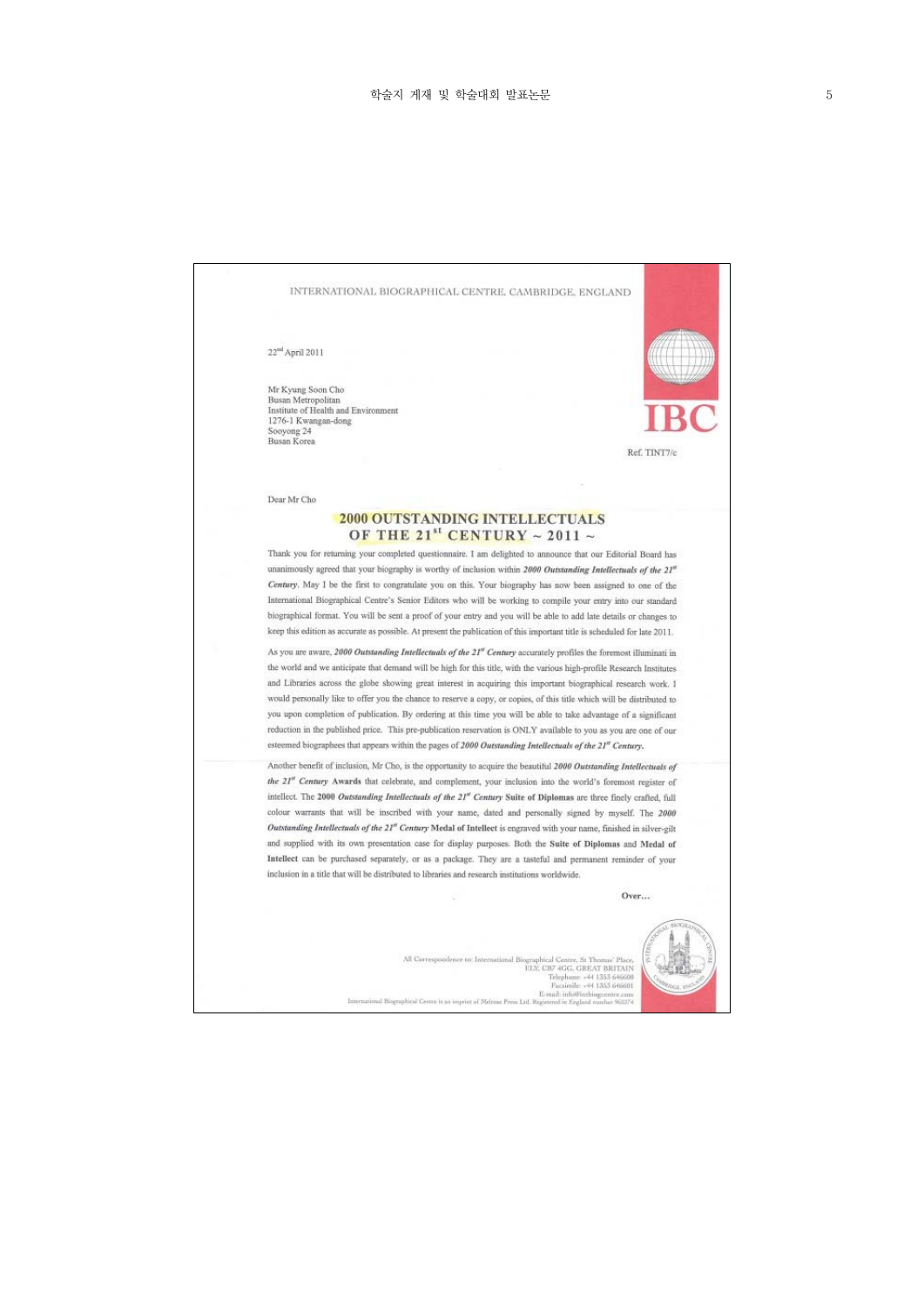INTERNATIONAL BIOGRAPHICAL CENTRE, CAMBRIDGE, ENGLAND

22nd April 2011

Mr Kyung Soon Cho
Busan Metropolitan
Institute of Health and Environment
1276-1 Kwangan-dong
Sooyong 24
Busan Korea

IBC

Ref. TINT7/c

Dear Mr Cho

## 2000 OUTSTANDING INTELLECTUALS OF THE 21st CENTURY ~ 2011 ~

Thank you for returning your completed questionnaire. I am delighted to announce that our Editorial Board has unanimously agreed that your biography is worthy of inclusion within ***2000 Outstanding Intellectuals of the 21st Century***. May I be the first to congratulate you on this. Your biography has now been assigned to one of the International Biographical Centre's Senior Editors who will be working to compile your entry into our standard biographical format. You will be sent a proof of your entry and you will be able to add late details or changes to keep this edition as accurate as possible. At present the publication of this important title is scheduled for late 2011.

As you are aware, ***2000 Outstanding Intellectuals of the 21st Century*** accurately profiles the foremost illuminati in the world and we anticipate that demand will be high for this title, with the various high-profile Research Institutes and Libraries across the globe showing great interest in acquiring this important biographical research work. I would personally like to offer you the chance to reserve a copy, or copies, of this title which will be distributed to you upon completion of publication. By ordering at this time you will be able to take advantage of a significant reduction in the published price. This pre-publication reservation is ONLY available to you as you are one of our esteemed biographees that appears within the pages of ***2000 Outstanding Intellectuals of the 21st Century***.

Another benefit of inclusion, Mr Cho, is the opportunity to acquire the beautiful ***2000 Outstanding Intellectuals of the 21st Century*** **Awards** that celebrate, and complement, your inclusion into the world's foremost register of intellect. The **2000 *Outstanding Intellectuals of the 21st Century* Suite of Diplomas** are three finely crafted, full colour warrants that will be inscribed with your name, dated and personally signed by myself. The ***2000 Outstanding Intellectuals of the 21st Century*** **Medal of Intellect** is engraved with your name, finished in silver-gilt and supplied with its own presentation case for display purposes. Both the **Suite of Diplomas** and **Medal of Intellect** can be purchased separately, or as a package. They are a tasteful and permanent reminder of your inclusion in a title that will be distributed to libraries and research institutions worldwide.

**Over...**

All Correspondence to: International Biographical Centre, St Thomas' Place, ELY, CB7 4GG, GREAT BRITAIN
Telephone: +44 1353 646600
Facsimile: +44 1353 646601
E-mail: info@ibcbiographical.com
International Biographical Centre is an imprint of Melrose Press Ltd. Registered in England number 965274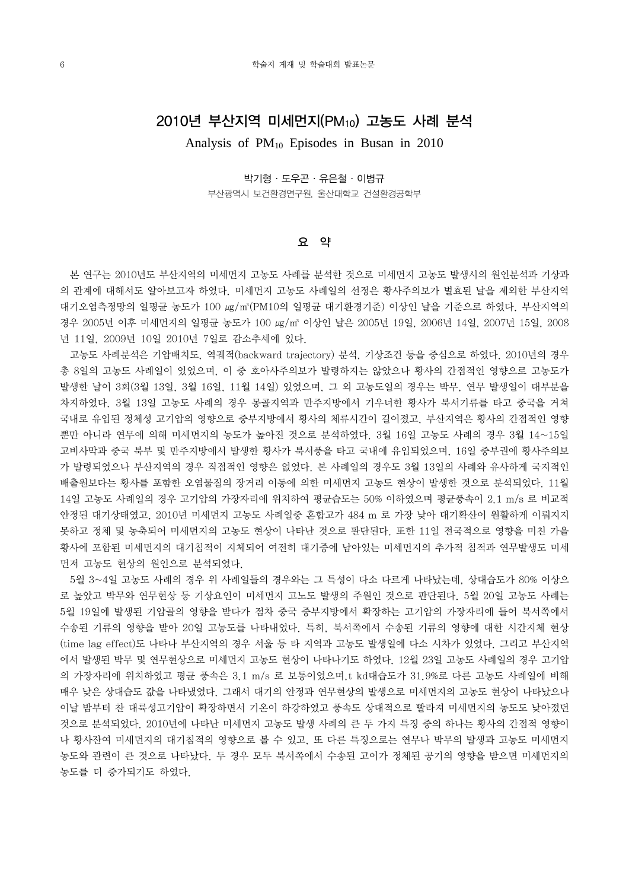# 2010년 부산지역 미세먼지($PM_{10}$) 고농도 사례 분석

Analysis of $PM_{10}$ Episodes in Busan in 2010

박기형 · 도우곤 · 유은철 · 이병규

부산광역시 보건환경연구원, 울산대학교 건설환경공학부

## 요 약

본 연구는 2010년도 부산지역의 미세먼지 고농도 사례를 분석한 것으로 미세먼지 고농도 발생시의 원인분석과 기상과의 관계에 대해서도 알아보고자 하였다. 미세먼지 고농도 사례일의 선정은 황사주의보가 범효된 날을 제외한 부산지역 대기오염측정망의 일평균 농도가 100 ㎍/㎥(PM10의 일평균 대기환경기준) 이상인 날을 기준으로 하였다. 부산지역의 경우 2005년 이후 미세먼지의 일평균 농도가 100 ㎍/㎥ 이상인 날은 2005년 19일, 2006년 14일, 2007년 15일, 2008년 11일, 2009년 10일 2010년 7일로 감소추세에 있다.

고농도 사례분석은 기압배치도, 역궤적(backward trajectory) 분석, 기상조건 등을 중심으로 하였다. 2010년의 경우 총 8일의 고농도 사례일이 있었으며, 이 중 호아사주의보가 발령하지는 않았으나 황사의 간접적인 영향으로 고농도가 발생한 날이 3회(3월 13일, 3월 16일, 11월 14일) 있었으며, 그 외 고농도일의 경우는 박무, 연무 발생일이 대부분을 차지하였다. 3월 13일 고농도 사례의 경우 몽골지역과 만주지방에서 기우너한 황사가 북서기류를 타고 중국을 거쳐 국내로 유입된 정체성 고기압의 영향으로 중부지방에서 황사의 체류시간이 길어졌고, 부산지역은 황사의 간접적인 영향뿐만 아니라 연무에 의해 미세먼지의 농도가 높아진 것으로 분석하였다. 3월 16일 고농도 사례의 경우 3월 14~15일 고비사막과 중국 북부 및 만주지방에서 발생한 황사가 북서풍을 타고 국내에 유입되었으며, 16일 중부권에 황사주의보가 발령되었으나 부산지역의 경우 직접적인 영향은 없었다. 본 사례일의 경우도 3월 13일의 사례와 유사하게 국지적인 배출원보다는 황사를 포함한 오염물질의 장거리 이동에 의한 미세먼지 고농도 현상이 발생한 것으로 분석되었다. 11월 14일 고농도 사례일의 경우 고기압의 가장자리에 위치하여 평균습도는 50% 이하였으며 평균풍속이 2.1 m/s 로 비교적 안정된 대기상태였고, 2010년 미세먼지 고농도 사례일중 혼합고가 484 m 로 가장 낮아 대기확산이 원활하게 이뤄지지 못하고 정체 및 농축되어 미세먼지의 고농도 현상이 나타난 것으로 판단된다. 또한 11일 전국적으로 영향을 미친 가을 황사에 포함된 미세먼지의 대기침적이 지체되어 여전히 대기중에 남아있는 미세먼지의 추가적 침적과 연무발생도 미세먼저 고농도 현상의 원인으로 분석되었다.

5월 3~4일 고농도 사례의 경우 위 사례일들의 경우와는 그 특성이 다소 다르게 나타났는데, 상대습도가 80% 이상으로 높았고 박무와 연무현상 등 기상요인이 미세먼지 고노도 발생의 주원인 것으로 판단된다. 5월 20일 고농도 사례는 5월 19일에 발생된 기압골의 영향을 받다가 점차 중국 중부지방에서 확장하는 고기압의 가장자리에 들어 북서쪽에서 수송된 기류의 영향을 받아 20일 고농도를 나타내었다. 특히, 북서쪽에서 수송된 기류의 영향에 대한 시간지체 현상(time lag effect)도 나타나 부산지역의 경우 서울 등 타 지역과 고농도 발생일에 다소 시차가 있었다. 그리고 부산지역에서 발생된 박무 및 연무현상으로 미세먼지 고농도 현상이 나타나기도 하였다. 12월 23일 고농도 사례일의 경우 고기압의 가장자리에 위치하였고 평균 풍속은 3.1 m/s 로 보통이었으며,t kd대습도가 31.9%로 다른 고농도 사례일에 비해 매우 낮은 상대습도 값을 나타냈었다. 그래서 대기의 안정과 연무현상의 발생으로 미세먼지의 고농도 현상이 나타났으나 이날 밤부터 찬 대륙성고기압이 확장하면서 기온이 하강하였고 풍속도 상대적으로 빨라져 미세먼지의 농도도 낮아졌던 것으로 분석되었다. 2010년에 나타난 미세먼지 고농도 발생 사례의 큰 두 가지 특징 중의 하나는 황사의 간접적 영향이나 황사잔여 미세먼지의 대기침적의 영향으로 볼 수 있고, 또 다른 특징으로는 연무나 박무의 발생과 고농도 미세먼지 농도와 관련이 큰 것으로 나타났다. 두 경우 모두 북서쪽에서 수송된 고이가 정체된 공기의 영향을 받으면 미세먼지의 농도를 더 증가되기도 하였다.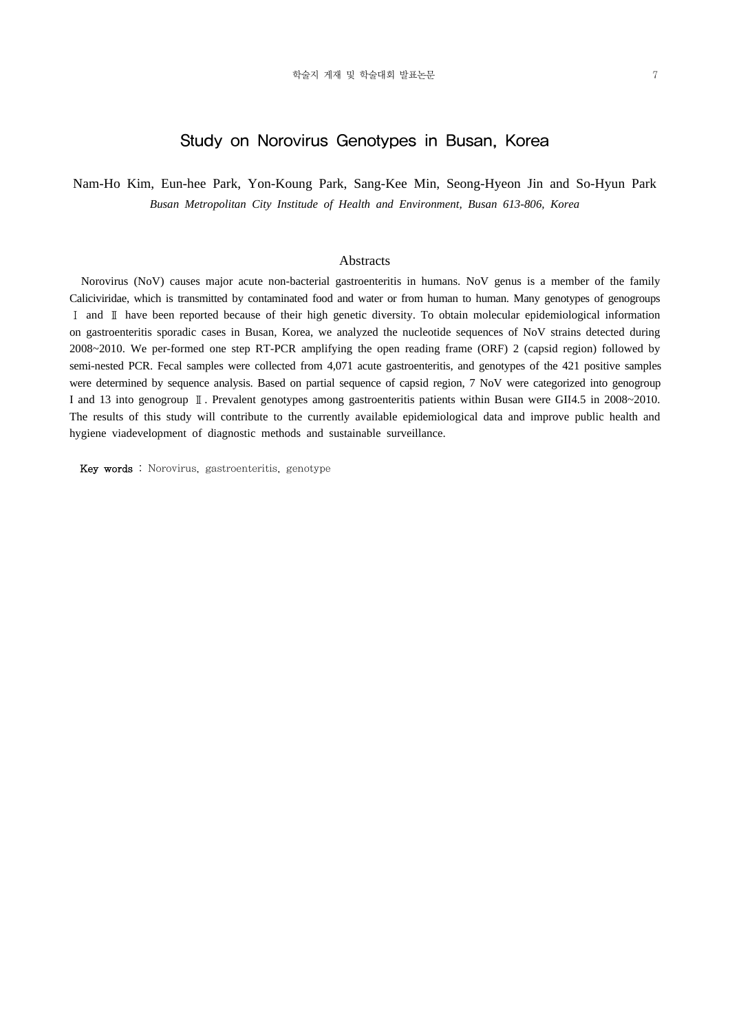# Study on Norovirus Genotypes in Busan, Korea

Nam-Ho Kim, Eun-hee Park, Yon-Koung Park, Sang-Kee Min, Seong-Hyeon Jin and So-Hyun Park

*Busan Metropolitan City Institude of Health and Environment, Busan 613-806, Korea*

## Abstracts

Norovirus (NoV) causes major acute non-bacterial gastroenteritis in humans. NoV genus is a member of the family Caliciviridae, which is transmitted by contaminated food and water or from human to human. Many genotypes of genogroups Ⅰ and Ⅱ have been reported because of their high genetic diversity. To obtain molecular epidemiological information on gastroenteritis sporadic cases in Busan, Korea, we analyzed the nucleotide sequences of NoV strains detected during 2008~2010. We per-formed one step RT-PCR amplifying the open reading frame (ORF) 2 (capsid region) followed by semi-nested PCR. Fecal samples were collected from 4,071 acute gastroenteritis, and genotypes of the 421 positive samples were determined by sequence analysis. Based on partial sequence of capsid region, 7 NoV were categorized into genogroup I and 13 into genogroup Ⅱ. Prevalent genotypes among gastroenteritis patients within Busan were GII4.5 in 2008~2010. The results of this study will contribute to the currently available epidemiological data and improve public health and hygiene viadevelopment of diagnostic methods and sustainable surveillance.

**Key words** : Norovirus, gastroenteritis, genotype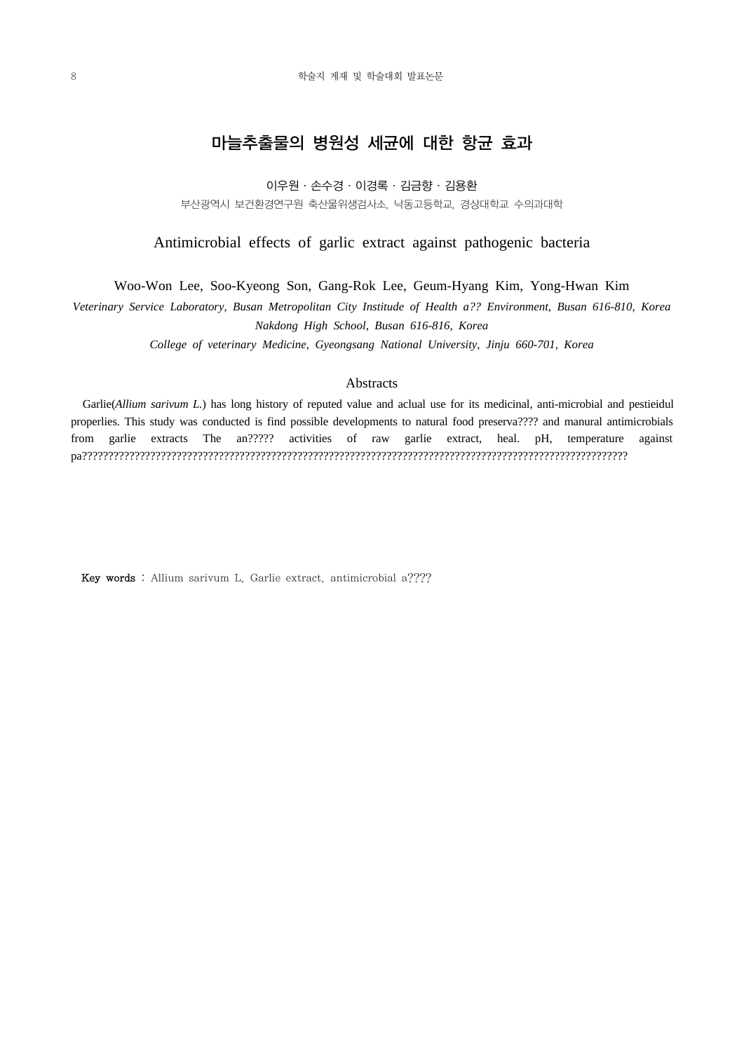# 마늘추출물의 병원성 세균에 대한 항균 효과

이우원 · 손수경 · 이경록 · 김금향 · 김용환

부산광역시 보건환경연구원 축산물위생검사소, 낙동고등학교, 경상대학교 수의과대학

## Antimicrobial effects of garlic extract against pathogenic bacteria

Woo-Won Lee, Soo-Kyeong Son, Gang-Rok Lee, Geum-Hyang Kim, Yong-Hwan Kim

*Veterinary Service Laboratory, Busan Metropolitan City Institude of Health a?? Environment, Busan 616-810, Korea*

*Nakdong High School, Busan 616-816, Korea*

*College of veterinary Medicine, Gyeongsang National University, Jinju 660-701, Korea*

### Abstracts

Garlie(*Allium sarivum L.*) has long history of reputed value and aclual use for its medicinal, anti-microbial and pestieidul properlies. This study was conducted is find possible developments to natural food preserva???? and manural antimicrobials from garlie extracts The an????? activities of raw garlie extract, heal. pH, temperature against pa??????????????????????????????????????????????????????????????????????????????????????????????????????

**Key words** : Allium sarivum L. Garlie extract. antimicrobial a????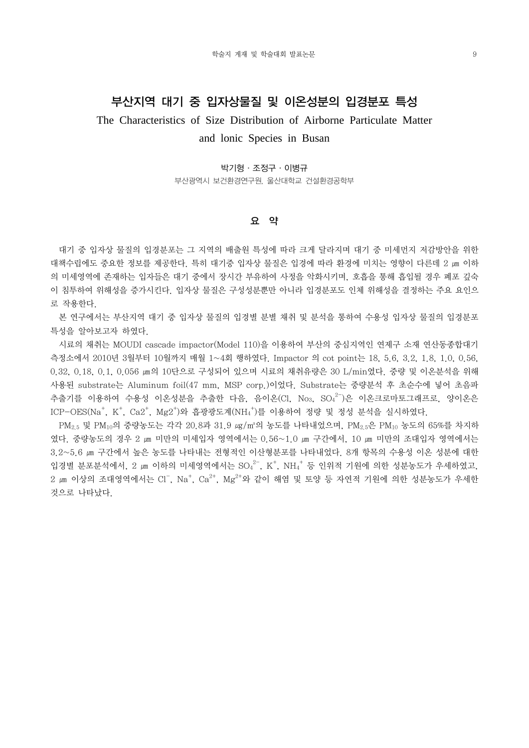# 부산지역 대기 중 입자상물질 및 이온성분의 입경분포 특성

## The Characteristics of Size Distribution of Airborne Particulate Matter and Ionic Species in Busan

박기형 · 조정구 · 이병규

부산광역시 보건환경연구원, 울산대학교 건설환경공학부

## 요 약

대기 중 입자상 물질의 입경분포는 그 지역의 배출원 특성에 따라 크게 달라지며 대기 중 미세먼지 저감방안을 위한 대책수립에도 중요한 정보를 제공한다. 특히 대기중 입자상 물질은 입경에 따라 환경에 미치는 영향이 다른데 2 ㎛ 이하의 미세영역에 존재하는 입자들은 대기 중에서 장시간 부유하여 시정을 악화시키며, 호흡을 통해 흡입될 경우 폐포 깊숙이 침투하여 위해성을 증가시킨다. 입자상 물질은 구성성분뿐만 아니라 입경분포도 인체 위해성을 결정하는 주요 요인으로 작용한다.

본 연구에서는 부산지역 대기 중 입자상 물질의 입경별 분별 채취 및 분석을 통하여 수용성 입자상 물질의 입경분포 특성을 알아보고자 하였다.

시료의 채취는 MOUDI cascade impactor(Model 110)을 이용하여 부산의 중심지역인 연제구 소재 연산동종합대기측정소에서 2010년 3월부터 10월까지 매월 1~4회 행하였다. Impactor 의 cot point는 18, 5.6, 3.2, 1.8, 1.0, 0.56, 0.32, 0.18, 0.1, 0.056 ㎛의 10단으로 구성되어 있으며 시료의 채취유량은 30 L/min였다. 중량 및 이온분석을 위해 사용된 substrate는 Aluminum foil(47 mm, MSP corp.)이었다. Substrate는 중량분석 후 초순수에 넣어 초음파 추출기를 이용하여 수용성 이온성분을 추출한 다음, 음이온(Cl, No$_3$, $SO_4^{2-}$)은 이온크로마토그래프로, 양이온은 ICP-OES($Na^+$, $K^+$, Ca2$^+$, Mg2$^+$)와 흡광광도계($NH_4^+$)를 이용하여 정량 및 정성 분석을 실시하였다.

$PM_{2.5}$ 및 $PM_{10}$의 중량농도는 각각 20.8과 31.9 ㎍/㎥의 농도를 나타내었으며, $PM_{2.5}$은 $PM_{10}$ 농도의 65%를 차지하였다. 중량농도의 경우 2 ㎛ 미만의 미세입자 영역에서는 0.56~1.0 ㎛ 구간에서, 10 ㎛ 미만의 조대입자 영역에서는 3.2~5.6 ㎛ 구간에서 높은 농도를 나타내는 전형적인 이산형분포를 나타내었다. 8개 항목의 수용성 이온 성분에 대한 입경별 분포분석에서, 2 ㎛ 이하의 미세영역에서는 $SO_4^{2-}$, $K^+$, $NH_4^+$ 등 인위적 기원에 의한 성분농도가 우세하였고, 2 ㎛ 이상의 조대영역에서는 $Cl^-$, $Na^+$, $Ca^{2+}$, $Mg^{2+}$와 같이 해염 및 토양 등 자연적 기원에 의한 성분농도가 우세한 것으로 나타났다.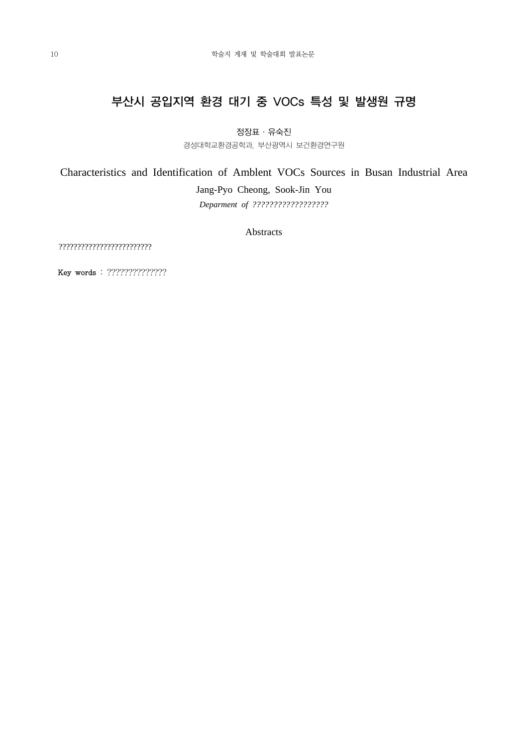# 부산시 공입지역 환경 대기 중 VOCs 특성 및 발생원 규명

정장표 · 유숙진

경성대학교환경공학과, 부산광역시 보건환경연구원

## Characteristics and Identification of Amblent VOCs Sources in Busan Industrial Area

Jang-Pyo Cheong, Sook-Jin You

*Deparment of ??????????????????*

### Abstracts

?????????????????????????

**Key words** : ??????????????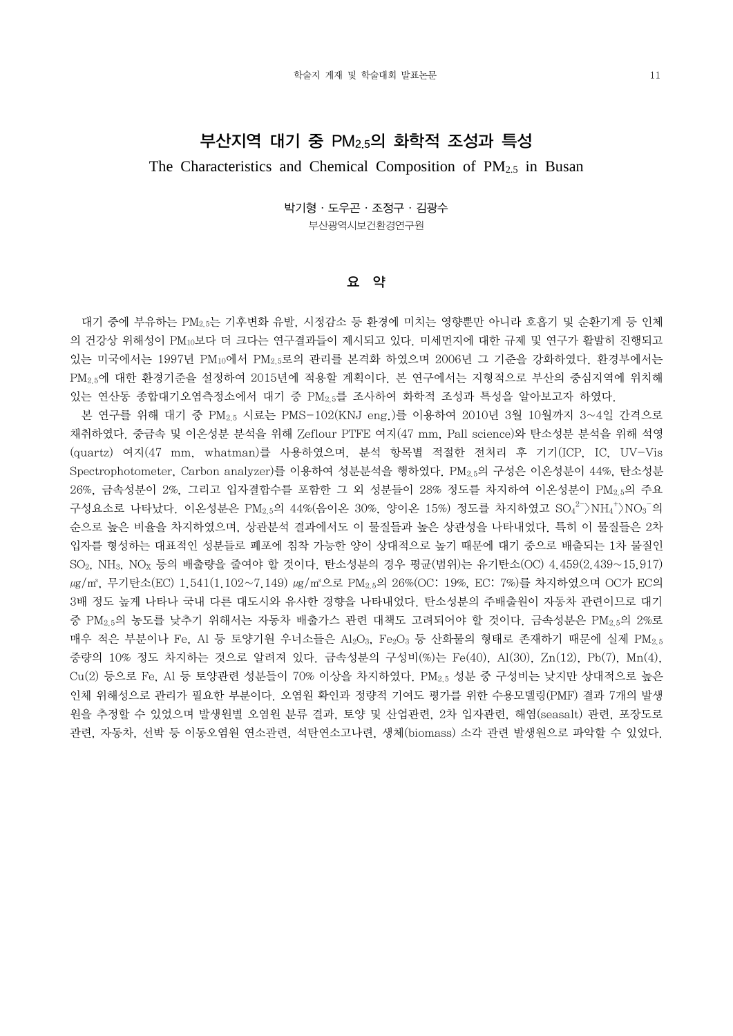# 부산지역 대기 중 $PM_{2.5}$의 화학적 조성과 특성

The Characteristics and Chemical Composition of $PM_{2.5}$ in Busan

박기형 · 도우곤 · 조정구 · 김광수

부산광역시보건환경연구원

## 요 약

대기 중에 부유하는 $PM_{2.5}$는 기후변화 유발, 시정감소 등 환경에 미치는 영향뿐만 아니라 호흡기 및 순환기계 등 인체의 건강상 위해성이 $PM_{10}$보다 더 크다는 연구결과들이 제시되고 있다. 미세먼지에 대한 규제 및 연구가 활발히 진행되고 있는 미국에서는 1997년 $PM_{10}$에서 $PM_{2.5}$로의 관리를 본격화 하였으며 2006년 그 기준을 강화하였다. 환경부에서는 $PM_{2.5}$에 대한 환경기준을 설정하여 2015년에 적용할 계획이다. 본 연구에서는 지형적으로 부산의 중심지역에 위치해 있는 연산동 종합대기오염측정소에서 대기 중 $PM_{2.5}$를 조사하여 화학적 조성과 특성을 알아보고자 하였다.

본 연구를 위해 대기 중 $PM_{2.5}$ 시료는 PMS-102(KNJ eng.)를 이용하여 2010년 3월 10월까지 3~4일 간격으로 채취하였다. 중금속 및 이온성분 분석을 위해 Zeflour PTFE 여지(47 mm, Pall science)와 탄소성분 분석을 위해 석영(quartz) 여지(47 mm, whatman)를 사용하였으며, 분석 항목별 적절한 전처리 후 기기(ICP, IC, UV-Vis Spectrophotometer, Carbon analyzer)를 이용하여 성분분석을 행하였다. $PM_{2.5}$의 구성은 이온성분이 44%, 탄소성분 26%, 금속성분이 2%, 그리고 입자결합수를 포함한 그 외 성분들이 28% 정도를 차지하여 이온성분이 $PM_{2.5}$의 주요 구성요소로 나타났다. 이온성분은 $PM_{2.5}$의 44%(음이온 30%, 양이온 15%) 정도를 차지하였고 $SO_4^{2-}$>$NH_4^+$>$NO_3^-$의 순으로 높은 비율을 차지하였으며, 상관분석 결과에서도 이 물질들과 높은 상관성을 나타내었다. 특히 이 물질들은 2차 입자를 형성하는 대표적인 성분들로 폐포에 침착 가능한 양이 상대적으로 높기 때문에 대기 중으로 배출되는 1차 물질인 $SO_2$, $NH_3$, $NO_X$ 등의 배출량을 줄여야 할 것이다. 탄소성분의 경우 평균(범위)는 유기탄소(OC) 4.459(2.439~15.917) ㎍/㎥, 무기탄소(EC) 1.541(1.102~7.149) ㎍/㎥으로 $PM_{2.5}$의 26%(OC: 19%, EC: 7%)를 차지하였으며 OC가 EC의 3배 정도 높게 나타나 국내 다른 대도시와 유사한 경향을 나타내었다. 탄소성분의 주배출원이 자동차 관련이므로 대기 중 $PM_{2.5}$의 농도를 낮추기 위해서는 자동차 배출가스 관련 대책도 고려되어야 할 것이다. 금속성분은 $PM_{2.5}$의 2%로 매우 적은 부분이나 Fe, Al 등 토양기원 우너소들은 $Al_2O_3$, $Fe_2O_3$ 등 산화물의 형태로 존재하기 때문에 실제 $PM_{2.5}$ 중량의 10% 정도 차지하는 것으로 알려져 있다. 금속성분의 구성비(%)는 Fe(40), Al(30), Zn(12), Pb(7), Mn(4), Cu(2) 등으로 Fe, Al 등 토양관련 성분들이 70% 이상을 차지하였다. $PM_{2.5}$ 성분 중 구성비는 낮지만 상대적으로 높은 인체 위해성으로 관리가 필요한 부분이다. 오염원 확인과 정량적 기여도 평가를 위한 수용모델링(PMF) 결과 7개의 발생원을 추정할 수 있었으며 발생원별 오염원 분류 결과, 토양 및 산업관련, 2차 입자관련, 해염(seasalt) 관련, 포장도로 관련, 자동차, 선박 등 이동오염원 연소관련, 석탄연소고나련, 생체(biomass) 소각 관련 발생원으로 파악할 수 있었다.